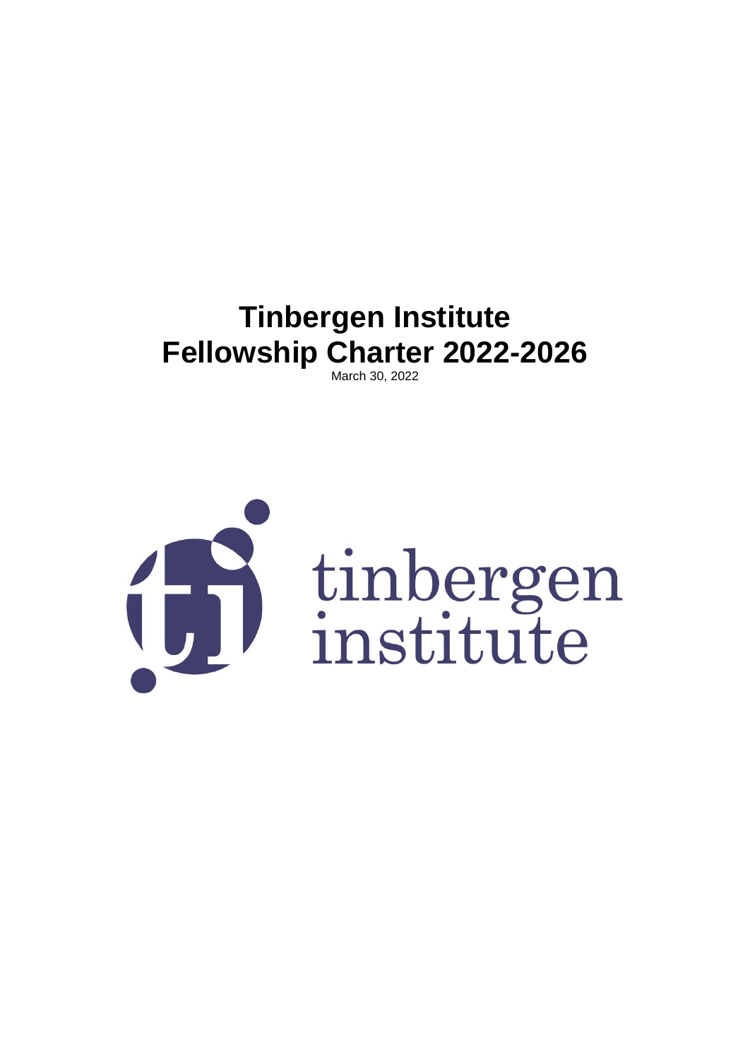# Tinbergen Institute
# Fellowship Charter 2022-2026

March 30, 2022

tinbergen institute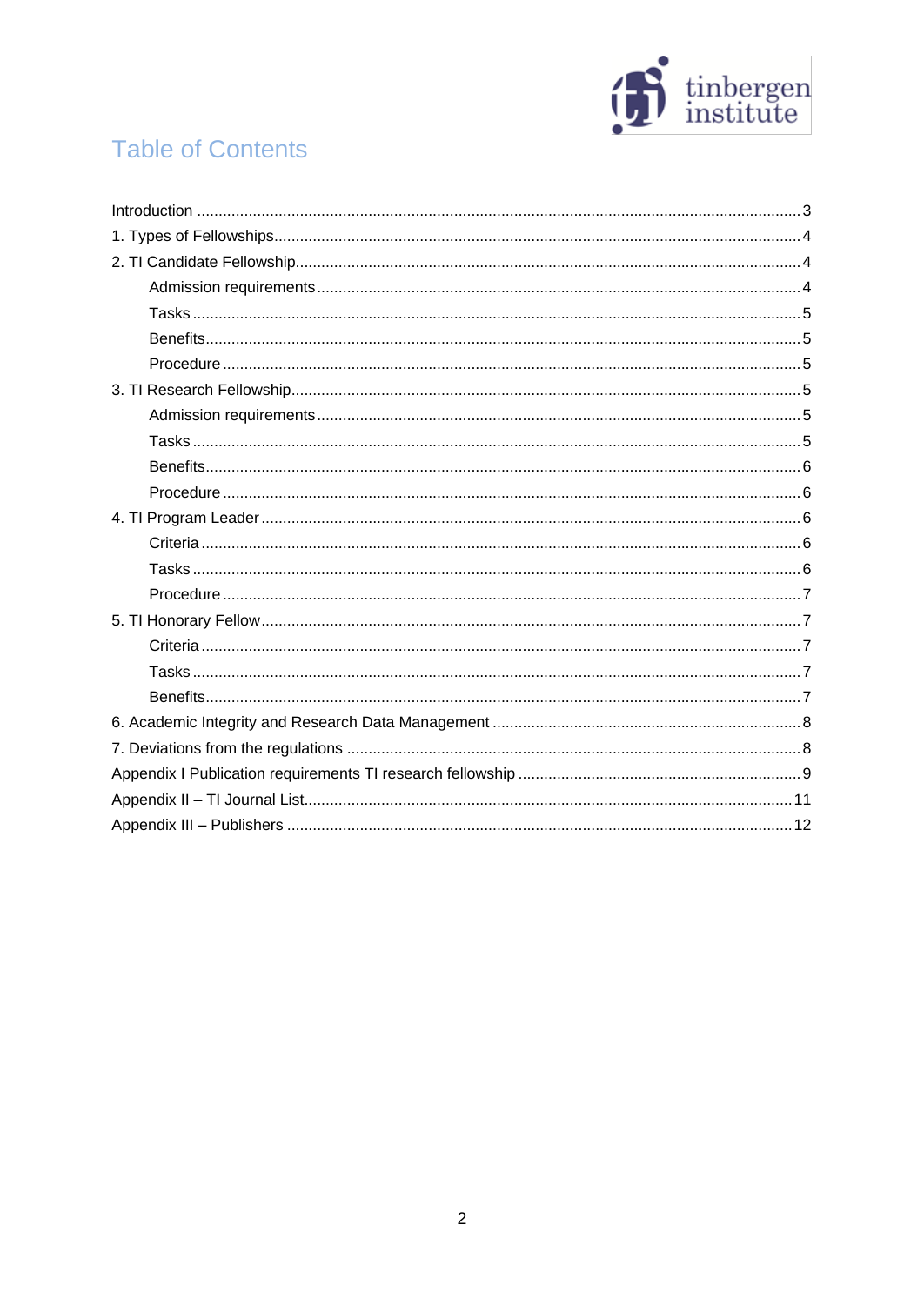# Table of Contents

Introduction ........................................................................................................................................ 3
1. Types of Fellowships........................................................................................................................ 4
2. TI Candidate Fellowship.................................................................................................................... 4
    Admission requirements ............................................................................................................... 4
    Tasks ........................................................................................................................................ 5
    Benefits...................................................................................................................................... 5
    Procedure .................................................................................................................................. 5
3. TI Research Fellowship.................................................................................................................... 5
    Admission requirements ............................................................................................................... 5
    Tasks ........................................................................................................................................ 5
    Benefits...................................................................................................................................... 6
    Procedure .................................................................................................................................. 6
4. TI Program Leader ........................................................................................................................... 6
    Criteria ...................................................................................................................................... 6
    Tasks ........................................................................................................................................ 6
    Procedure .................................................................................................................................. 7
5. TI Honorary Fellow........................................................................................................................... 7
    Criteria ...................................................................................................................................... 7
    Tasks ........................................................................................................................................ 7
    Benefits...................................................................................................................................... 7
6. Academic Integrity and Research Data Management ....................................................................... 8
7. Deviations from the regulations ........................................................................................................ 8
Appendix I Publication requirements TI research fellowship ................................................................. 9
Appendix II – TI Journal List................................................................................................................ 11
Appendix III – Publishers .................................................................................................................... 12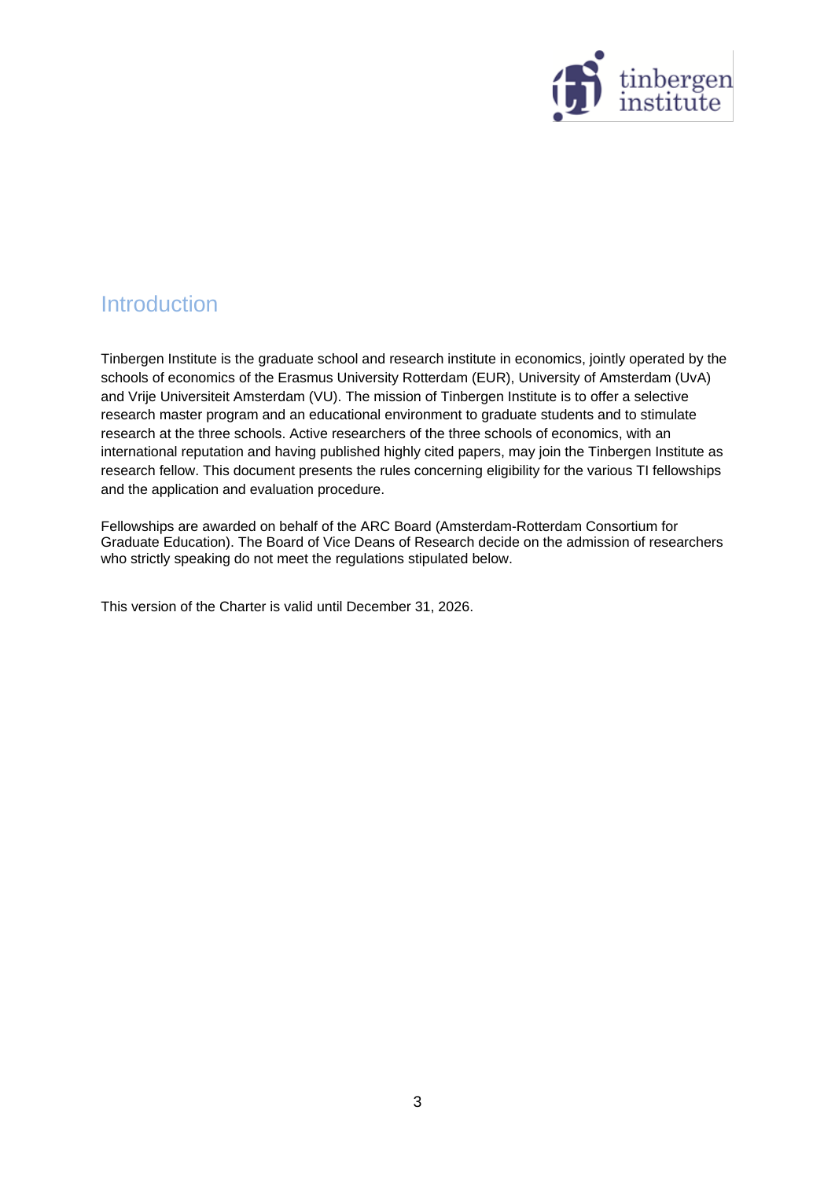# Introduction

Tinbergen Institute is the graduate school and research institute in economics, jointly operated by the schools of economics of the Erasmus University Rotterdam (EUR), University of Amsterdam (UvA) and Vrije Universiteit Amsterdam (VU). The mission of Tinbergen Institute is to offer a selective research master program and an educational environment to graduate students and to stimulate research at the three schools. Active researchers of the three schools of economics, with an international reputation and having published highly cited papers, may join the Tinbergen Institute as research fellow. This document presents the rules concerning eligibility for the various TI fellowships and the application and evaluation procedure.

Fellowships are awarded on behalf of the ARC Board (Amsterdam-Rotterdam Consortium for Graduate Education). The Board of Vice Deans of Research decide on the admission of researchers who strictly speaking do not meet the regulations stipulated below.

This version of the Charter is valid until December 31, 2026.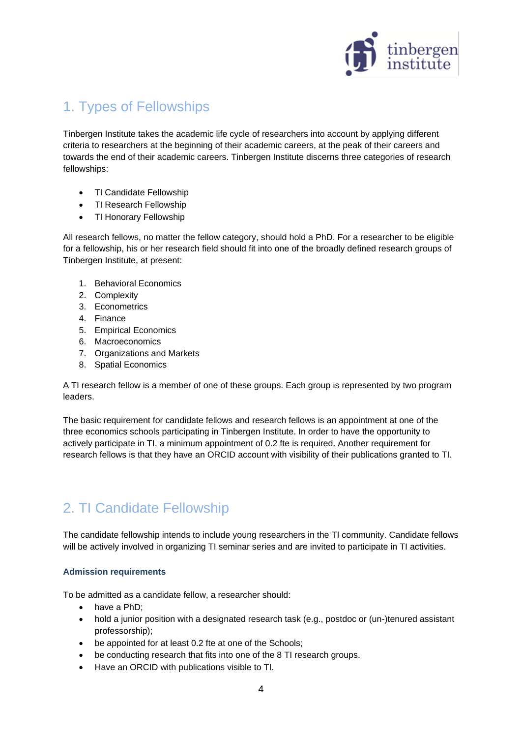## 1. Types of Fellowships

Tinbergen Institute takes the academic life cycle of researchers into account by applying different criteria to researchers at the beginning of their academic careers, at the peak of their careers and towards the end of their academic careers. Tinbergen Institute discerns three categories of research fellowships:

- TI Candidate Fellowship
- TI Research Fellowship
- TI Honorary Fellowship

All research fellows, no matter the fellow category, should hold a PhD. For a researcher to be eligible for a fellowship, his or her research field should fit into one of the broadly defined research groups of Tinbergen Institute, at present:

1. Behavioral Economics
2. Complexity
3. Econometrics
4. Finance
5. Empirical Economics
6. Macroeconomics
7. Organizations and Markets
8. Spatial Economics

A TI research fellow is a member of one of these groups. Each group is represented by two program leaders.

The basic requirement for candidate fellows and research fellows is an appointment at one of the three economics schools participating in Tinbergen Institute. In order to have the opportunity to actively participate in TI, a minimum appointment of 0.2 fte is required. Another requirement for research fellows is that they have an ORCID account with visibility of their publications granted to TI.

## 2. TI Candidate Fellowship

The candidate fellowship intends to include young researchers in the TI community. Candidate fellows will be actively involved in organizing TI seminar series and are invited to participate in TI activities.

### Admission requirements

To be admitted as a candidate fellow, a researcher should:

- have a PhD;
- hold a junior position with a designated research task (e.g., postdoc or (un-)tenured assistant professorship);
- be appointed for at least 0.2 fte at one of the Schools;
- be conducting research that fits into one of the 8 TI research groups.
- Have an ORCID with publications visible to TI.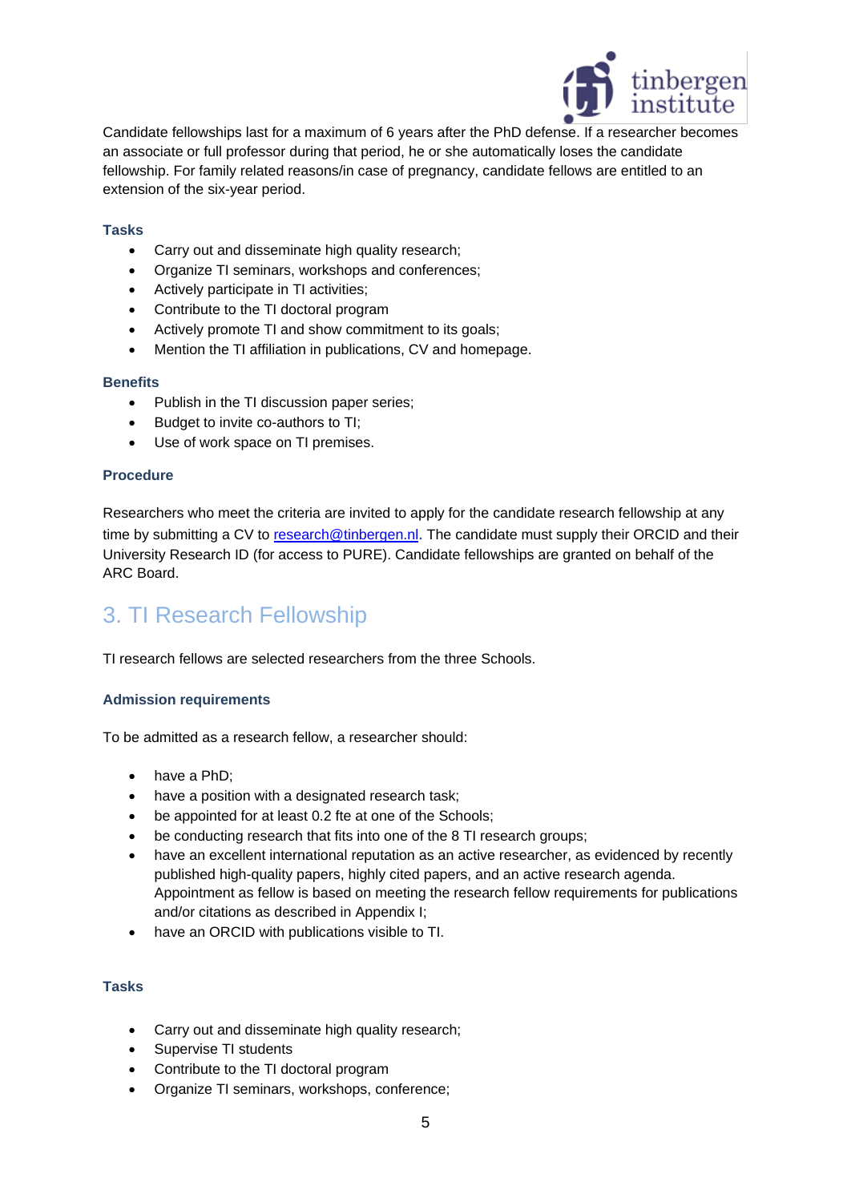Candidate fellowships last for a maximum of 6 years after the PhD defense. If a researcher becomes an associate or full professor during that period, he or she automatically loses the candidate fellowship. For family related reasons/in case of pregnancy, candidate fellows are entitled to an extension of the six-year period.

### Tasks

- Carry out and disseminate high quality research;
- Organize TI seminars, workshops and conferences;
- Actively participate in TI activities;
- Contribute to the TI doctoral program
- Actively promote TI and show commitment to its goals;
- Mention the TI affiliation in publications, CV and homepage.

### Benefits

- Publish in the TI discussion paper series;
- Budget to invite co-authors to TI;
- Use of work space on TI premises.

### Procedure

Researchers who meet the criteria are invited to apply for the candidate research fellowship at any time by submitting a CV to research@tinbergen.nl. The candidate must supply their ORCID and their University Research ID (for access to PURE). Candidate fellowships are granted on behalf of the ARC Board.

## 3. TI Research Fellowship

TI research fellows are selected researchers from the three Schools.

### Admission requirements

To be admitted as a research fellow, a researcher should:

- have a PhD;
- have a position with a designated research task;
- be appointed for at least 0.2 fte at one of the Schools;
- be conducting research that fits into one of the 8 TI research groups;
- have an excellent international reputation as an active researcher, as evidenced by recently published high-quality papers, highly cited papers, and an active research agenda. Appointment as fellow is based on meeting the research fellow requirements for publications and/or citations as described in Appendix I;
- have an ORCID with publications visible to TI.

### Tasks

- Carry out and disseminate high quality research;
- Supervise TI students
- Contribute to the TI doctoral program
- Organize TI seminars, workshops, conference;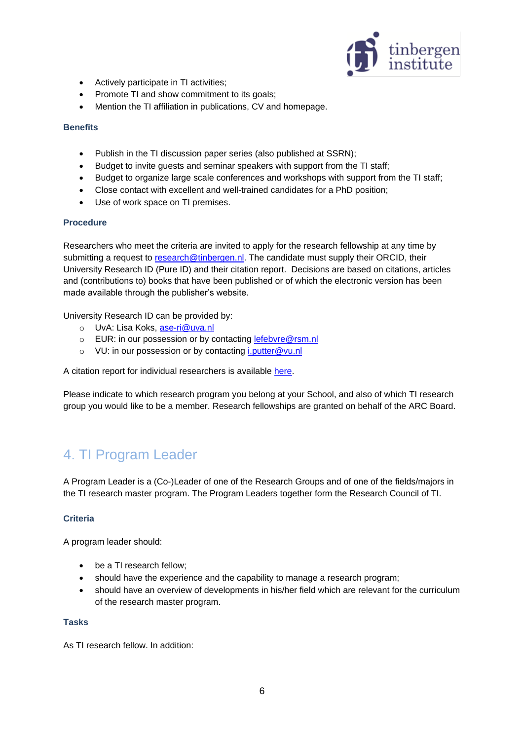- Actively participate in TI activities;
- Promote TI and show commitment to its goals;
- Mention the TI affiliation in publications, CV and homepage.

### Benefits

- Publish in the TI discussion paper series (also published at SSRN);
- Budget to invite guests and seminar speakers with support from the TI staff;
- Budget to organize large scale conferences and workshops with support from the TI staff;
- Close contact with excellent and well-trained candidates for a PhD position;
- Use of work space on TI premises.

### Procedure

Researchers who meet the criteria are invited to apply for the research fellowship at any time by submitting a request to research@tinbergen.nl. The candidate must supply their ORCID, their University Research ID (Pure ID) and their citation report. Decisions are based on citations, articles and (contributions to) books that have been published or of which the electronic version has been made available through the publisher's website.

University Research ID can be provided by:

- UvA: Lisa Koks, ase-ri@uva.nl
- EUR: in our possession or by contacting lefebvre@rsm.nl
- VU: in our possession or by contacting i.putter@vu.nl

A citation report for individual researchers is available here.

Please indicate to which research program you belong at your School, and also of which TI research group you would like to be a member. Research fellowships are granted on behalf of the ARC Board.

## 4. TI Program Leader

A Program Leader is a (Co-)Leader of one of the Research Groups and of one of the fields/majors in the TI research master program. The Program Leaders together form the Research Council of TI.

### Criteria

A program leader should:

- be a TI research fellow;
- should have the experience and the capability to manage a research program;
- should have an overview of developments in his/her field which are relevant for the curriculum of the research master program.

### Tasks

As TI research fellow. In addition: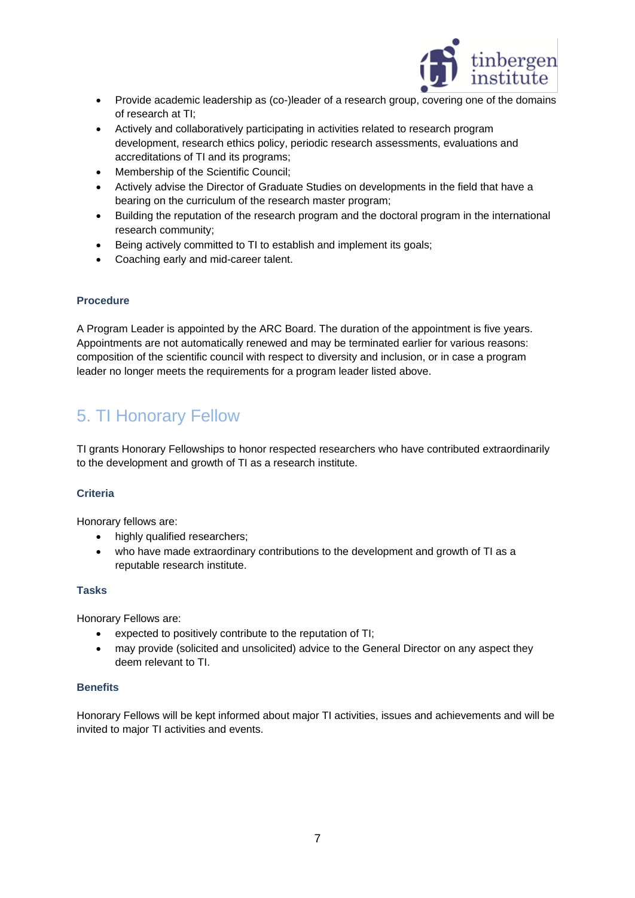- Provide academic leadership as (co-)leader of a research group, covering one of the domains of research at TI;
- Actively and collaboratively participating in activities related to research program development, research ethics policy, periodic research assessments, evaluations and accreditations of TI and its programs;
- Membership of the Scientific Council;
- Actively advise the Director of Graduate Studies on developments in the field that have a bearing on the curriculum of the research master program;
- Building the reputation of the research program and the doctoral program in the international research community;
- Being actively committed to TI to establish and implement its goals;
- Coaching early and mid-career talent.

### Procedure

A Program Leader is appointed by the ARC Board. The duration of the appointment is five years. Appointments are not automatically renewed and may be terminated earlier for various reasons: composition of the scientific council with respect to diversity and inclusion, or in case a program leader no longer meets the requirements for a program leader listed above.

## 5. TI Honorary Fellow

TI grants Honorary Fellowships to honor respected researchers who have contributed extraordinarily to the development and growth of TI as a research institute.

### Criteria

Honorary fellows are:

- highly qualified researchers;
- who have made extraordinary contributions to the development and growth of TI as a reputable research institute.

### Tasks

Honorary Fellows are:

- expected to positively contribute to the reputation of TI;
- may provide (solicited and unsolicited) advice to the General Director on any aspect they deem relevant to TI.

### Benefits

Honorary Fellows will be kept informed about major TI activities, issues and achievements and will be invited to major TI activities and events.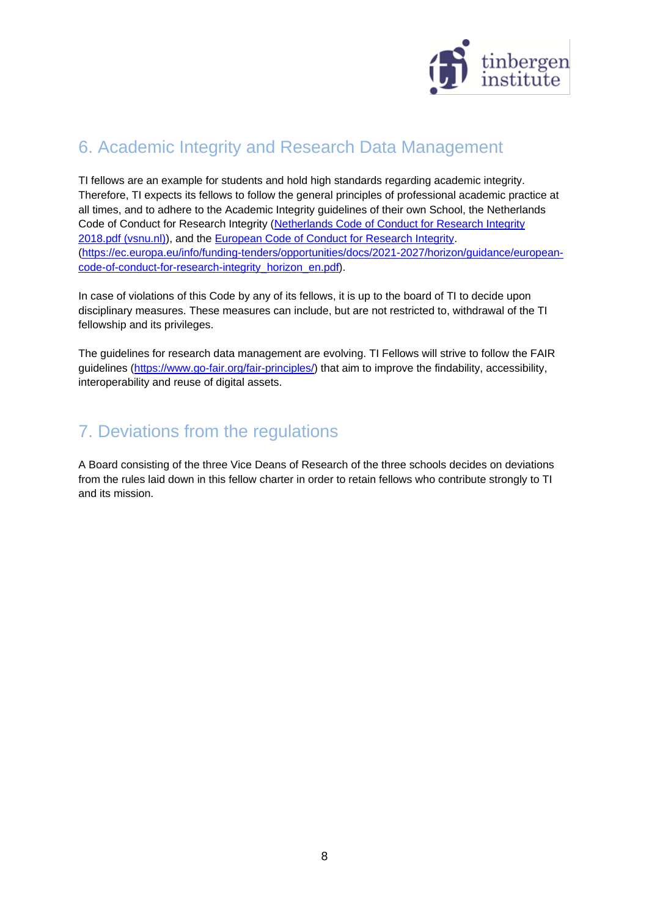## 6. Academic Integrity and Research Data Management

TI fellows are an example for students and hold high standards regarding academic integrity. Therefore, TI expects its fellows to follow the general principles of professional academic practice at all times, and to adhere to the Academic Integrity guidelines of their own School, the Netherlands Code of Conduct for Research Integrity ([Netherlands Code of Conduct for Research Integrity 2018.pdf (vsnu.nl)]()), and the [European Code of Conduct for Research Integrity](https://ec.europa.eu/info/funding-tenders/opportunities/docs/2021-2027/horizon/guidance/european-code-of-conduct-for-research-integrity_horizon_en.pdf). ([https://ec.europa.eu/info/funding-tenders/opportunities/docs/2021-2027/horizon/guidance/european-code-of-conduct-for-research-integrity_horizon_en.pdf](https://ec.europa.eu/info/funding-tenders/opportunities/docs/2021-2027/horizon/guidance/european-code-of-conduct-for-research-integrity_horizon_en.pdf)).

In case of violations of this Code by any of its fellows, it is up to the board of TI to decide upon disciplinary measures. These measures can include, but are not restricted to, withdrawal of the TI fellowship and its privileges.

The guidelines for research data management are evolving. TI Fellows will strive to follow the FAIR guidelines ([https://www.go-fair.org/fair-principles/](https://www.go-fair.org/fair-principles/)) that aim to improve the findability, accessibility, interoperability and reuse of digital assets.

## 7. Deviations from the regulations

A Board consisting of the three Vice Deans of Research of the three schools decides on deviations from the rules laid down in this fellow charter in order to retain fellows who contribute strongly to TI and its mission.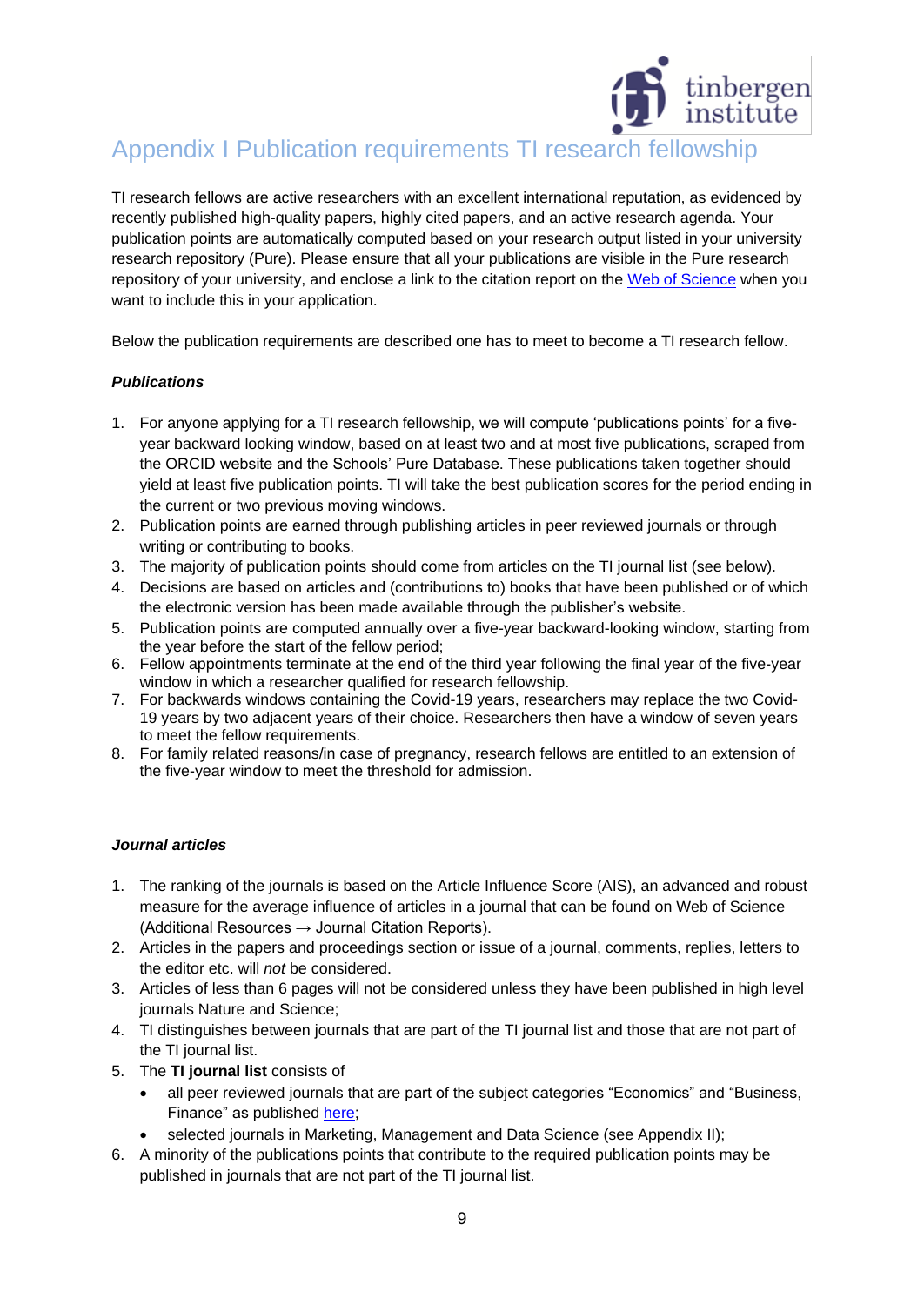# Appendix I Publication requirements TI research fellowship

TI research fellows are active researchers with an excellent international reputation, as evidenced by recently published high-quality papers, highly cited papers, and an active research agenda. Your publication points are automatically computed based on your research output listed in your university research repository (Pure). Please ensure that all your publications are visible in the Pure research repository of your university, and enclose a link to the citation report on the Web of Science when you want to include this in your application.

Below the publication requirements are described one has to meet to become a TI research fellow.

***Publications***

1. For anyone applying for a TI research fellowship, we will compute 'publications points' for a five-year backward looking window, based on at least two and at most five publications, scraped from the ORCID website and the Schools' Pure Database. These publications taken together should yield at least five publication points. TI will take the best publication scores for the period ending in the current or two previous moving windows.
2. Publication points are earned through publishing articles in peer reviewed journals or through writing or contributing to books.
3. The majority of publication points should come from articles on the TI journal list (see below).
4. Decisions are based on articles and (contributions to) books that have been published or of which the electronic version has been made available through the publisher's website.
5. Publication points are computed annually over a five-year backward-looking window, starting from the year before the start of the fellow period;
6. Fellow appointments terminate at the end of the third year following the final year of the five-year window in which a researcher qualified for research fellowship.
7. For backwards windows containing the Covid-19 years, researchers may replace the two Covid-19 years by two adjacent years of their choice. Researchers then have a window of seven years to meet the fellow requirements.
8. For family related reasons/in case of pregnancy, research fellows are entitled to an extension of the five-year window to meet the threshold for admission.

***Journal articles***

1. The ranking of the journals is based on the Article Influence Score (AIS), an advanced and robust measure for the average influence of articles in a journal that can be found on Web of Science (Additional Resources → Journal Citation Reports).
2. Articles in the papers and proceedings section or issue of a journal, comments, replies, letters to the editor etc. will *not* be considered.
3. Articles of less than 6 pages will not be considered unless they have been published in high level journals Nature and Science;
4. TI distinguishes between journals that are part of the TI journal list and those that are not part of the TI journal list.
5. The **TI journal list** consists of
   - all peer reviewed journals that are part of the subject categories "Economics" and "Business, Finance" as published here;
   - selected journals in Marketing, Management and Data Science (see Appendix II);
6. A minority of the publications points that contribute to the required publication points may be published in journals that are not part of the TI journal list.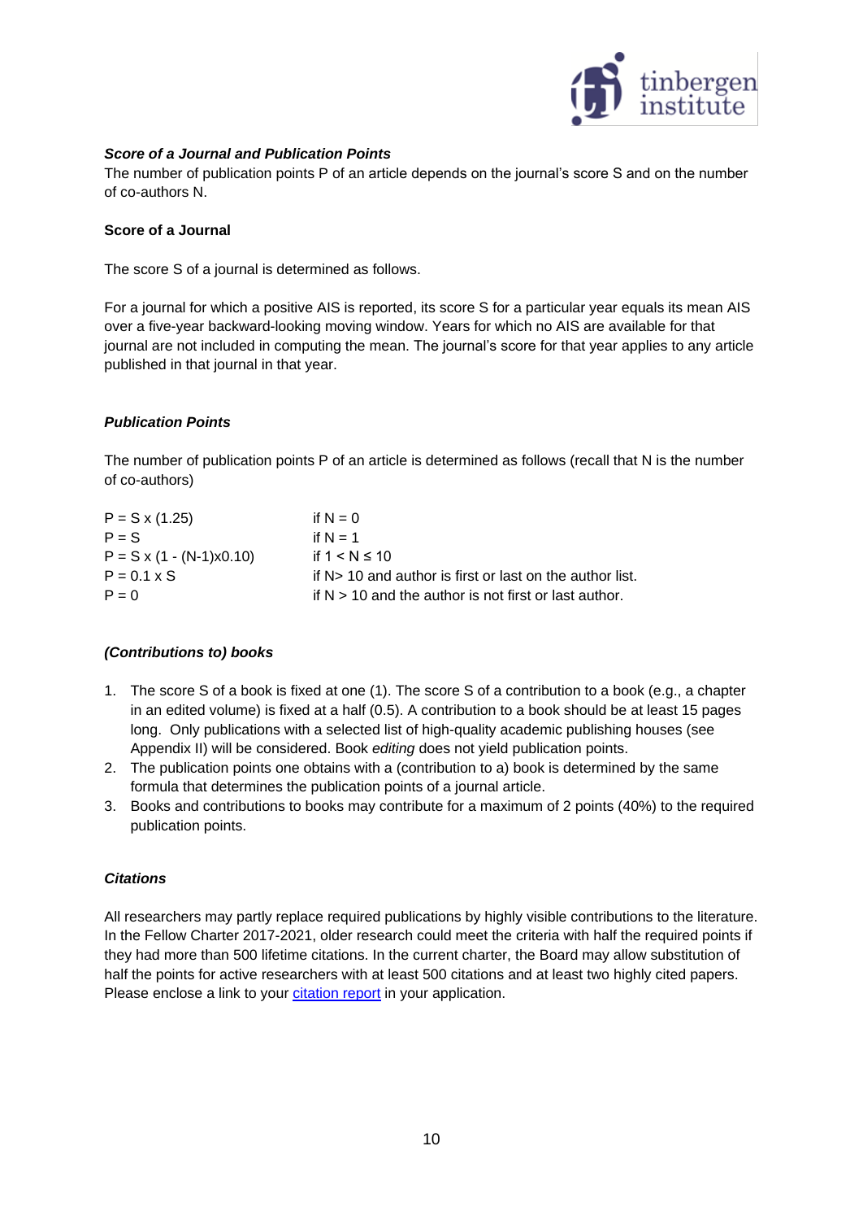### *Score of a Journal and Publication Points*

The number of publication points P of an article depends on the journal's score S and on the number of co-authors N.

**Score of a Journal**

The score S of a journal is determined as follows.

For a journal for which a positive AIS is reported, its score S for a particular year equals its mean AIS over a five-year backward-looking moving window. Years for which no AIS are available for that journal are not included in computing the mean. The journal's score for that year applies to any article published in that journal in that year.

### *Publication Points*

The number of publication points P of an article is determined as follows (recall that N is the number of co-authors)

| | |
|---|---|
| $P = S \times (1.25)$ | if $N = 0$ |
| $P = S$ | if $N = 1$ |
| $P = S \times (1 - (N-1) \times 0.10)$ | if $1 < N \leq 10$ |
| $P = 0.1 \times S$ | if $N > 10$ and author is first or last on the author list. |
| $P = 0$ | if $N > 10$ and the author is not first or last author. |

### *(Contributions to) books*

1. The score S of a book is fixed at one (1). The score S of a contribution to a book (e.g., a chapter in an edited volume) is fixed at a half (0.5). A contribution to a book should be at least 15 pages long. Only publications with a selected list of high-quality academic publishing houses (see Appendix II) will be considered. Book *editing* does not yield publication points.
2. The publication points one obtains with a (contribution to a) book is determined by the same formula that determines the publication points of a journal article.
3. Books and contributions to books may contribute for a maximum of 2 points (40%) to the required publication points.

### *Citations*

All researchers may partly replace required publications by highly visible contributions to the literature. In the Fellow Charter 2017-2021, older research could meet the criteria with half the required points if they had more than 500 lifetime citations. In the current charter, the Board may allow substitution of half the points for active researchers with at least 500 citations and at least two highly cited papers. Please enclose a link to your citation report in your application.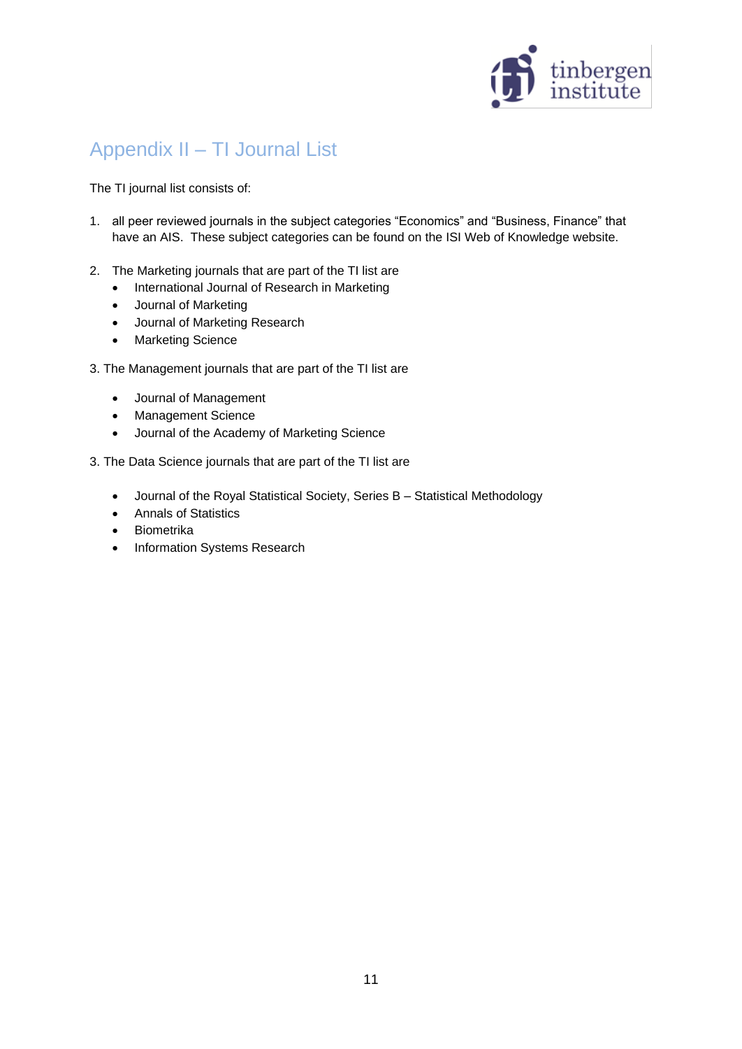## Appendix II – TI Journal List

The TI journal list consists of:

1. all peer reviewed journals in the subject categories "Economics" and "Business, Finance" that have an AIS. These subject categories can be found on the ISI Web of Knowledge website.

2. The Marketing journals that are part of the TI list are
   - International Journal of Research in Marketing
   - Journal of Marketing
   - Journal of Marketing Research
   - Marketing Science

3. The Management journals that are part of the TI list are

   - Journal of Management
   - Management Science
   - Journal of the Academy of Marketing Science

3. The Data Science journals that are part of the TI list are

   - Journal of the Royal Statistical Society, Series B – Statistical Methodology
   - Annals of Statistics
   - Biometrika
   - Information Systems Research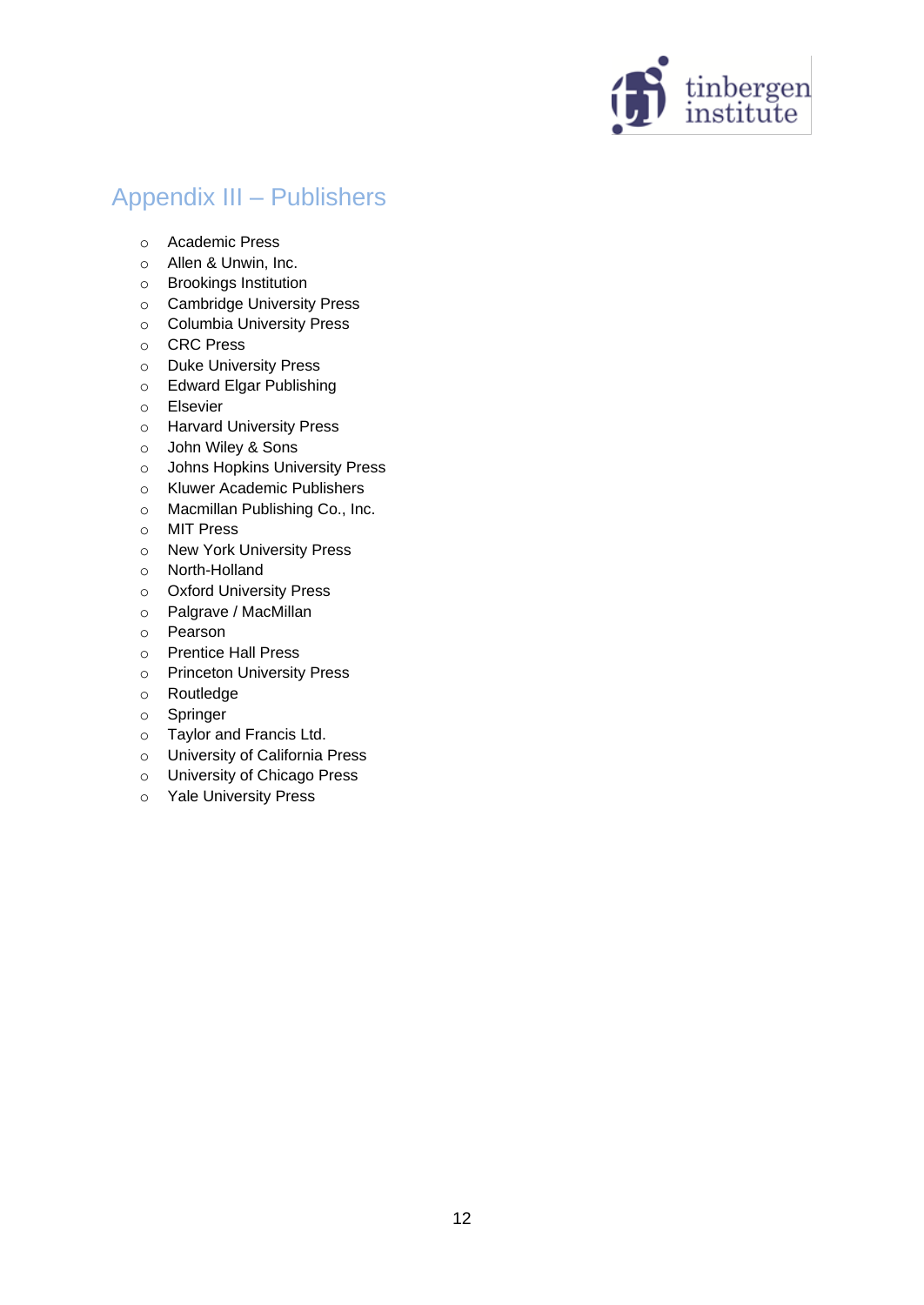## Appendix III – Publishers

- Academic Press
- Allen & Unwin, Inc.
- Brookings Institution
- Cambridge University Press
- Columbia University Press
- CRC Press
- Duke University Press
- Edward Elgar Publishing
- Elsevier
- Harvard University Press
- John Wiley & Sons
- Johns Hopkins University Press
- Kluwer Academic Publishers
- Macmillan Publishing Co., Inc.
- MIT Press
- New York University Press
- North-Holland
- Oxford University Press
- Palgrave / MacMillan
- Pearson
- Prentice Hall Press
- Princeton University Press
- Routledge
- Springer
- Taylor and Francis Ltd.
- University of California Press
- University of Chicago Press
- Yale University Press